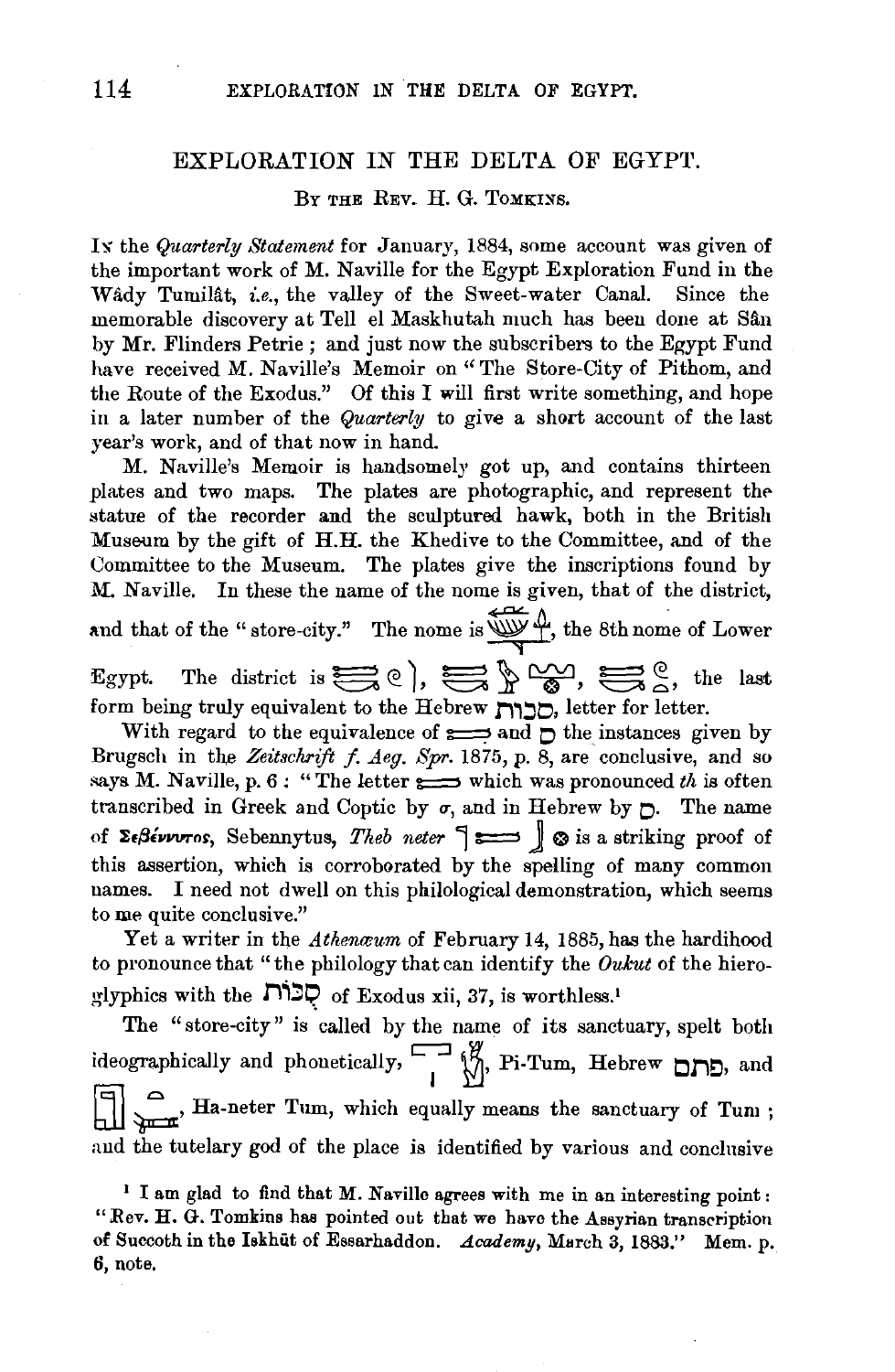# EXPLORATION IN THE DELTA OF EGYPT.

By the Rev. H. G. Tomkins.

In the *Quarterly Statement* for January, 1884, some account was given of the important work of M. Naville for the Egypt Exploration Fund in the Wâdy Tumilât, *i.e.*, the valley of the Sweet-water Canal. Since the memorable discovery at Tell el Maskhutah much has been done at Sân by Mr. Flinders Petrie; and just now the subscribers to the Egypt Fund have received M. Naville's Memoir on "The Store-City of Pithom, and the Route of the Exodus." Of this I will first write something, and hope in a later number of the *Quarterly* to give a short account of the last year's work, and of that now in hand.

M. Naville's Memoir is handsomely got up, and contains thirteen plates and two maps. The plates are photographic, and represent the statue of the recorder and the sculptured hawk, both in the British Museum by the gift of H.H. the Khedive to the Committee, and of the Committee to the Museum. The plates give the inscriptions found by M. Naville. In these the name of the nome is given, that of the district, and that of the "store-city." The nome is [hieroglyphs], the 8th nome of Lower Egypt. The district is [hieroglyphs], [hieroglyphs], [hieroglyphs], the last form being truly equivalent to the Hebrew סכות, letter for letter.

With regard to the equivalence of [hieroglyph] and ס the instances given by Brugsch in the *Zeitschrift f. Aeg. Spr.* 1875, p. 8, are conclusive, and so says M. Naville, p. 6: "The letter [hieroglyph] which was pronounced *th* is often transcribed in Greek and Coptic by σ, and in Hebrew by ס. The name of Σεβέννυτος, Sebennytus, *Theb neter* [hieroglyphs] is a striking proof of this assertion, which is corroborated by the spelling of many common names. I need not dwell on this philological demonstration, which seems to me quite conclusive."

Yet a writer in the *Athenæum* of February 14, 1885, has the hardihood to pronounce that "the philology that can identify the *Oukut* of the hieroglyphics with the סֻכּוֹת of Exodus xii, 37, is worthless.[1]

The "store-city" is called by the name of its sanctuary, spelt both ideographically and phonetically, [hieroglyphs], Pi-Tum, Hebrew פתם, and [hieroglyphs], Ha-neter Tum, which equally means the sanctuary of Tum; and the tutelary god of the place is identified by various and conclusive

[1] I am glad to find that M. Naville agrees with me in an interesting point: "Rev. H. G. Tomkins has pointed out that we have the Assyrian transcription of Succoth in the Iskhût of Essarhaddon. *Academy*, March 3, 1883." Mem. p. 6, note.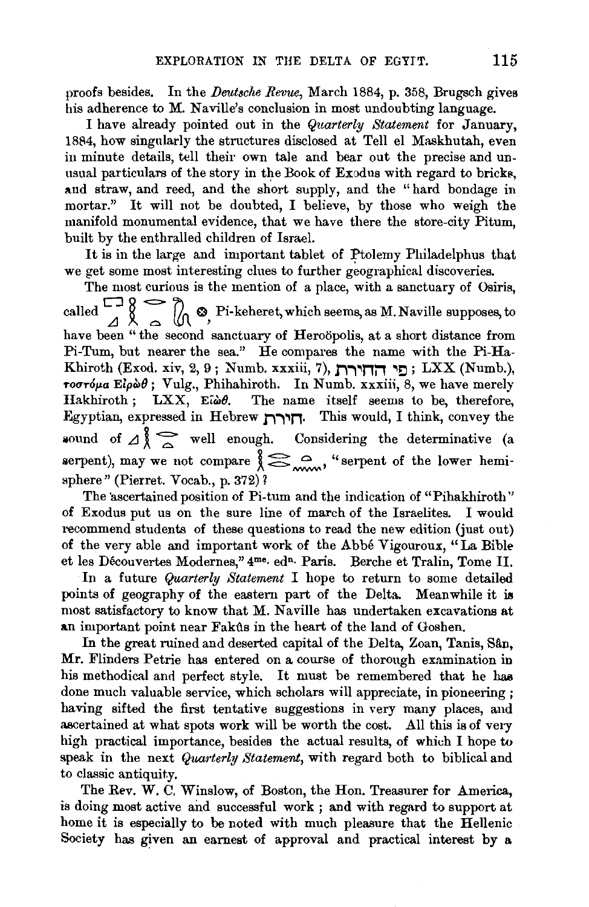proofs besides. In the *Deutsche Revue*, March 1884, p. 358, Brugsch gives his adherence to M. Naville's conclusion in most undoubting language.

I have already pointed out in the *Quarterly Statement* for January, 1884, how singularly the structures disclosed at Tell el Maskhutah, even in minute details, tell their own tale and bear out the precise and unusual particulars of the story in the Book of Exodus with regard to bricks, and straw, and reed, and the short supply, and the "hard bondage in mortar." It will not be doubted, I believe, by those who weigh the manifold monumental evidence, that we have there the store-city Pitum, built by the enthralled children of Israel.

It is in the large and important tablet of Ptolemy Philadelphus that we get some most interesting clues to further geographical discoveries.

The most curious is the mention of a place, with a sanctuary of Osiris, called [hieroglyphs], Pi-keheret, which seems, as M. Naville supposes, to have been "the second sanctuary of Heroöpolis, at a short distance from Pi-Tum, but nearer the sea." He compares the name with the Pi-Ha-Khiroth (Exod. xiv, 2, 9; Numb. xxxiii, 7), פי החירת; LXX (Numb.), τοστόμα Εἰρὼθ; Vulg., Phihahiroth. In Numb. xxxiii, 8, we have merely Hakhiroth; LXX, Εἰὼθ. The name itself seems to be, therefore, Egyptian, expressed in Hebrew חירת. This would, I think, convey the sound of [hieroglyphs] well enough. Considering the determinative (a serpent), may we not compare [hieroglyphs], "serpent of the lower hemisphere" (Pierret. Vocab., p. 372)?

The ascertained position of Pi-tum and the indication of "Pihakhiroth" of Exodus put us on the sure line of march of the Israelites. I would recommend students of these questions to read the new edition (just out) of the very able and important work of the Abbé Vigouroux, "La Bible et les Découvertes Modernes," 4me. edn. Paris. Berche et Tralin, Tome II.

In a future *Quarterly Statement* I hope to return to some detailed points of geography of the eastern part of the Delta. Meanwhile it is most satisfactory to know that M. Naville has undertaken excavations at an important point near Fakûs in the heart of the land of Goshen.

In the great ruined and deserted capital of the Delta, Zoan, Tanis, Sân, Mr. Flinders Petrie has entered on a course of thorough examination in his methodical and perfect style. It must be remembered that he has done much valuable service, which scholars will appreciate, in pioneering; having sifted the first tentative suggestions in very many places, and ascertained at what spots work will be worth the cost. All this is of very high practical importance, besides the actual results, of which I hope to speak in the next *Quarterly Statement*, with regard both to biblical and to classic antiquity.

The Rev. W. C. Winslow, of Boston, the Hon. Treasurer for America, is doing most active and successful work; and with regard to support at home it is especially to be noted with much pleasure that the Hellenic Society has given an earnest of approval and practical interest by a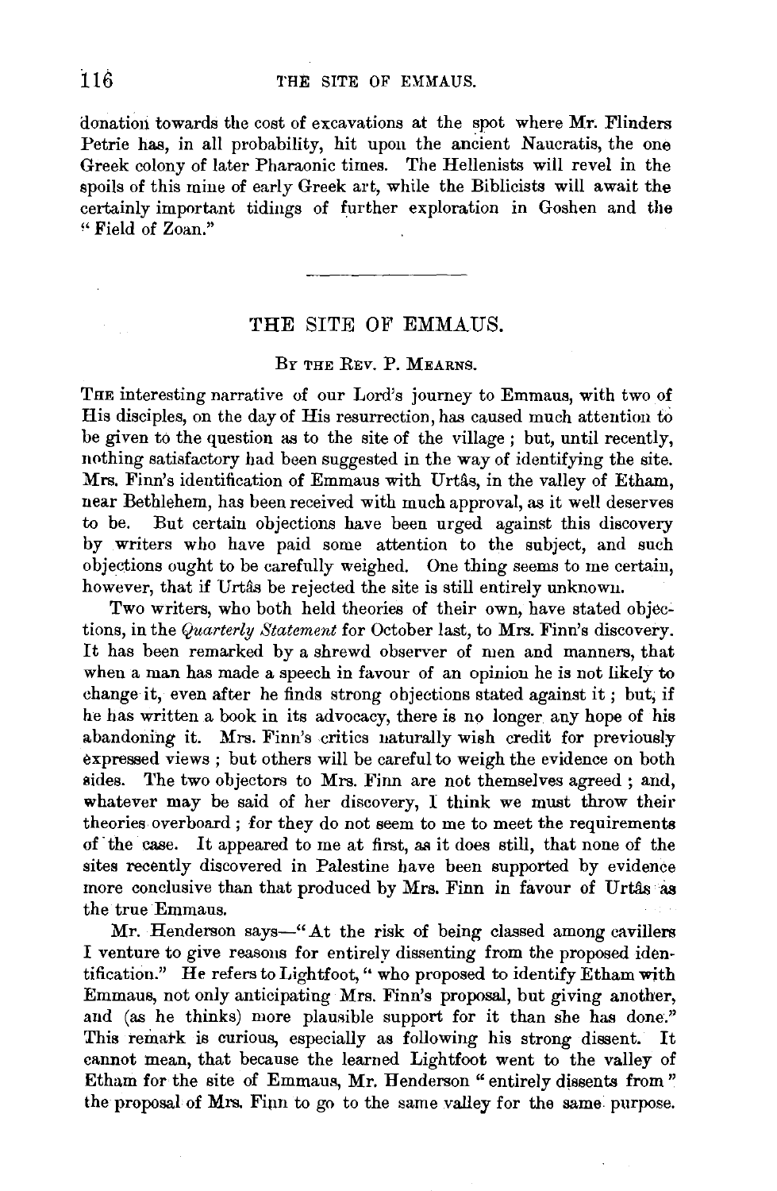donation towards the cost of excavations at the spot where Mr. Flinders Petrie has, in all probability, hit upon the ancient Naucratis, the one Greek colony of later Pharaonic times. The Hellenists will revel in the spoils of this mine of early Greek art, while the Biblicists will await the certainly important tidings of further exploration in Goshen and the "Field of Zoan."

---

## THE SITE OF EMMAUS.

### By the Rev. P. Mearns.

The interesting narrative of our Lord's journey to Emmaus, with two of His disciples, on the day of His resurrection, has caused much attention to be given to the question as to the site of the village; but, until recently, nothing satisfactory had been suggested in the way of identifying the site. Mrs. Finn's identification of Emmaus with Urtâs, in the valley of Etham, near Bethlehem, has been received with much approval, as it well deserves to be. But certain objections have been urged against this discovery by writers who have paid some attention to the subject, and such objections ought to be carefully weighed. One thing seems to me certain, however, that if Urtâs be rejected the site is still entirely unknown.

Two writers, who both held theories of their own, have stated objections, in the *Quarterly Statement* for October last, to Mrs. Finn's discovery. It has been remarked by a shrewd observer of men and manners, that when a man has made a speech in favour of an opinion he is not likely to change it, even after he finds strong objections stated against it; but, if he has written a book in its advocacy, there is no longer any hope of his abandoning it. Mrs. Finn's critics naturally wish credit for previously expressed views; but others will be careful to weigh the evidence on both sides. The two objectors to Mrs. Finn are not themselves agreed; and, whatever may be said of her discovery, I think we must throw their theories overboard; for they do not seem to me to meet the requirements of the case. It appeared to me at first, as it does still, that none of the sites recently discovered in Palestine have been supported by evidence more conclusive than that produced by Mrs. Finn in favour of Urtâs as the true Emmaus.

Mr. Henderson says—"At the risk of being classed among cavillers I venture to give reasons for entirely dissenting from the proposed identification." He refers to Lightfoot, "who proposed to identify Etham with Emmaus, not only anticipating Mrs. Finn's proposal, but giving another, and (as he thinks) more plausible support for it than she has done." This remark is curious, especially as following his strong dissent. It cannot mean, that because the learned Lightfoot went to the valley of Etham for the site of Emmaus, Mr. Henderson "entirely dissents from" the proposal of Mrs. Finn to go to the same valley for the same purpose.